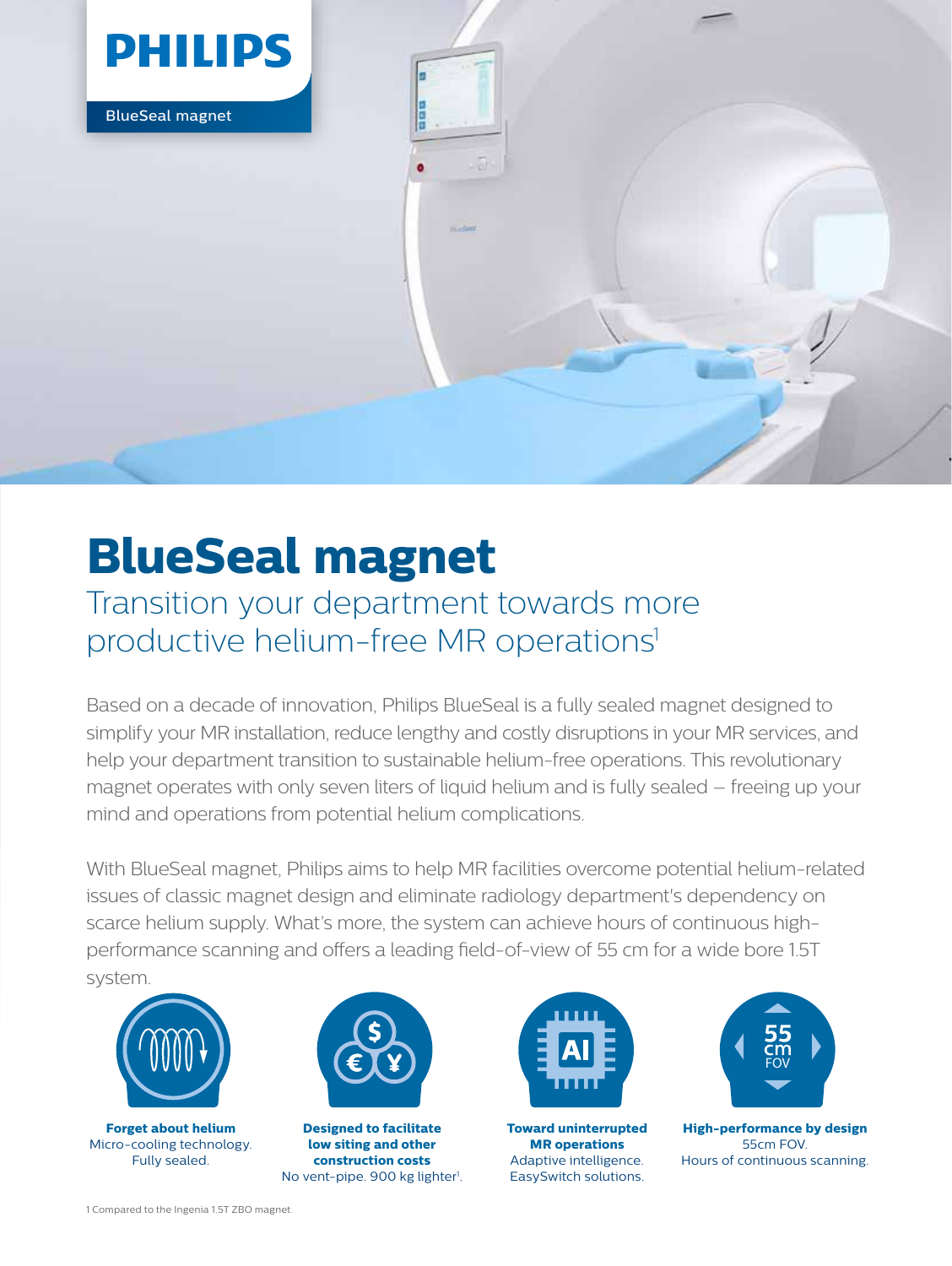PHILIPS

BlueSeal magnet

# BlueSeal magnet

## Transition your department towards more productive helium-free MR operations[1]

Based on a decade of innovation, Philips BlueSeal is a fully sealed magnet designed to simplify your MR installation, reduce lengthy and costly disruptions in your MR services, and help your department transition to sustainable helium-free operations. This revolutionary magnet operates with only seven liters of liquid helium and is fully sealed – freeing up your mind and operations from potential helium complications.

With BlueSeal magnet, Philips aims to help MR facilities overcome potential helium-related issues of classic magnet design and eliminate radiology department's dependency on scarce helium supply. What's more, the system can achieve hours of continuous high-performance scanning and offers a leading field-of-view of 55 cm for a wide bore 1.5T system.

**Forget about helium**
Micro-cooling technology.
Fully sealed.

**Designed to facilitate low siting and other construction costs**
No vent-pipe. 900 kg lighter[1].

**Toward uninterrupted MR operations**
Adaptive intelligence.
EasySwitch solutions.

**High-performance by design**
55cm FOV.
Hours of continuous scanning.

1 Compared to the Ingenia 1.5T ZBO magnet.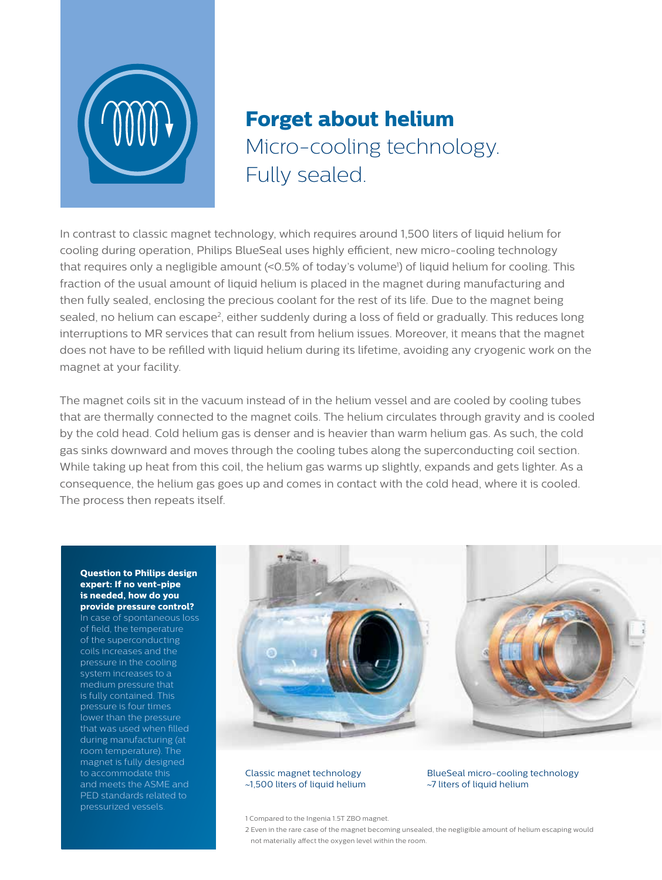## Forget about helium

Micro-cooling technology.
Fully sealed.

In contrast to classic magnet technology, which requires around 1,500 liters of liquid helium for cooling during operation, Philips BlueSeal uses highly efficient, new micro-cooling technology that requires only a negligible amount (<0.5% of today's volume[1]) of liquid helium for cooling. This fraction of the usual amount of liquid helium is placed in the magnet during manufacturing and then fully sealed, enclosing the precious coolant for the rest of its life. Due to the magnet being sealed, no helium can escape[2], either suddenly during a loss of field or gradually. This reduces long interruptions to MR services that can result from helium issues. Moreover, it means that the magnet does not have to be refilled with liquid helium during its lifetime, avoiding any cryogenic work on the magnet at your facility.

The magnet coils sit in the vacuum instead of in the helium vessel and are cooled by cooling tubes that are thermally connected to the magnet coils. The helium circulates through gravity and is cooled by the cold head. Cold helium gas is denser and is heavier than warm helium gas. As such, the cold gas sinks downward and moves through the cooling tubes along the superconducting coil section. While taking up heat from this coil, the helium gas warms up slightly, expands and gets lighter. As a consequence, the helium gas goes up and comes in contact with the cold head, where it is cooled. The process then repeats itself.

**Question to Philips design expert: If no vent-pipe is needed, how do you provide pressure control?**
In case of spontaneous loss of field, the temperature of the superconducting coils increases and the pressure in the cooling system increases to a medium pressure that is fully contained. This pressure is four times lower than the pressure that was used when filled during manufacturing (at room temperature). The magnet is fully designed to accommodate this and meets the ASME and PED standards related to pressurized vessels.

Classic magnet technology
~1,500 liters of liquid helium

BlueSeal micro-cooling technology
~7 liters of liquid helium

1 Compared to the Ingenia 1.5T ZBO magnet.

2 Even in the rare case of the magnet becoming unsealed, the negligible amount of helium escaping would not materially affect the oxygen level within the room.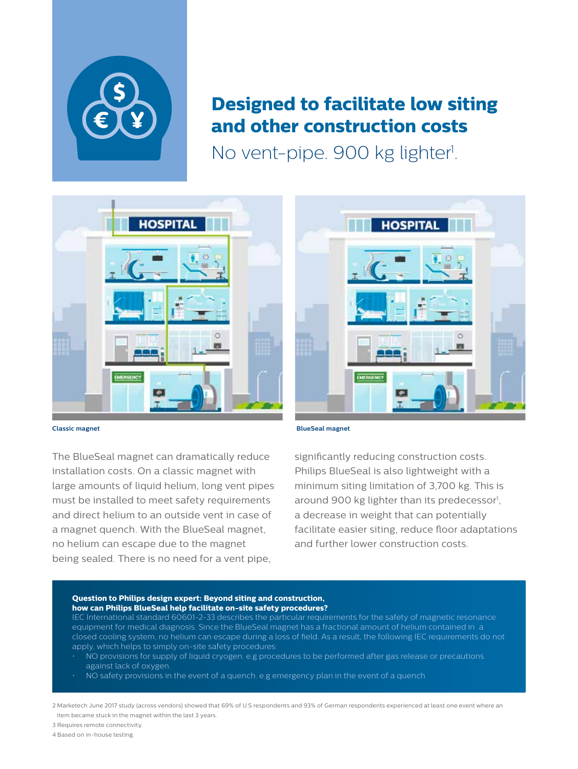## Designed to facilitate low siting and other construction costs

No vent-pipe. 900 kg lighter[1].

Classic magnet

BlueSeal magnet

The BlueSeal magnet can dramatically reduce installation costs. On a classic magnet with large amounts of liquid helium, long vent pipes must be installed to meet safety requirements and direct helium to an outside vent in case of a magnet quench. With the BlueSeal magnet, no helium can escape due to the magnet being sealed. There is no need for a vent pipe, significantly reducing construction costs. Philips BlueSeal is also lightweight with a minimum siting limitation of 3,700 kg. This is around 900 kg lighter than its predecessor[1], a decrease in weight that can potentially facilitate easier siting, reduce floor adaptations and further lower construction costs.

**Question to Philips design expert: Beyond siting and construction, how can Philips BlueSeal help facilitate on-site safety procedures?**
IEC International standard 60601-2-33 describes the particular requirements for the safety of magnetic resonance equipment for medical diagnosis. Since the BlueSeal magnet has a fractional amount of helium contained in a closed cooling system, no helium can escape during a loss of field. As a result, the following IEC requirements do not apply, which helps to simply on-site safety procedures:

- NO provisions for supply of liquid cryogen. e.g procedures to be performed after gas release or precautions against lack of oxygen.
- NO safety provisions in the event of a quench. e.g emergency plan in the event of a quench

2 Marketech June 2017 study (across vendors) showed that 69% of U.S respondents and 93% of German respondents experienced at least one event where an item became stuck in the magnet within the last 3 years.

3 Requires remote connectivity.

4 Based on in-house testing.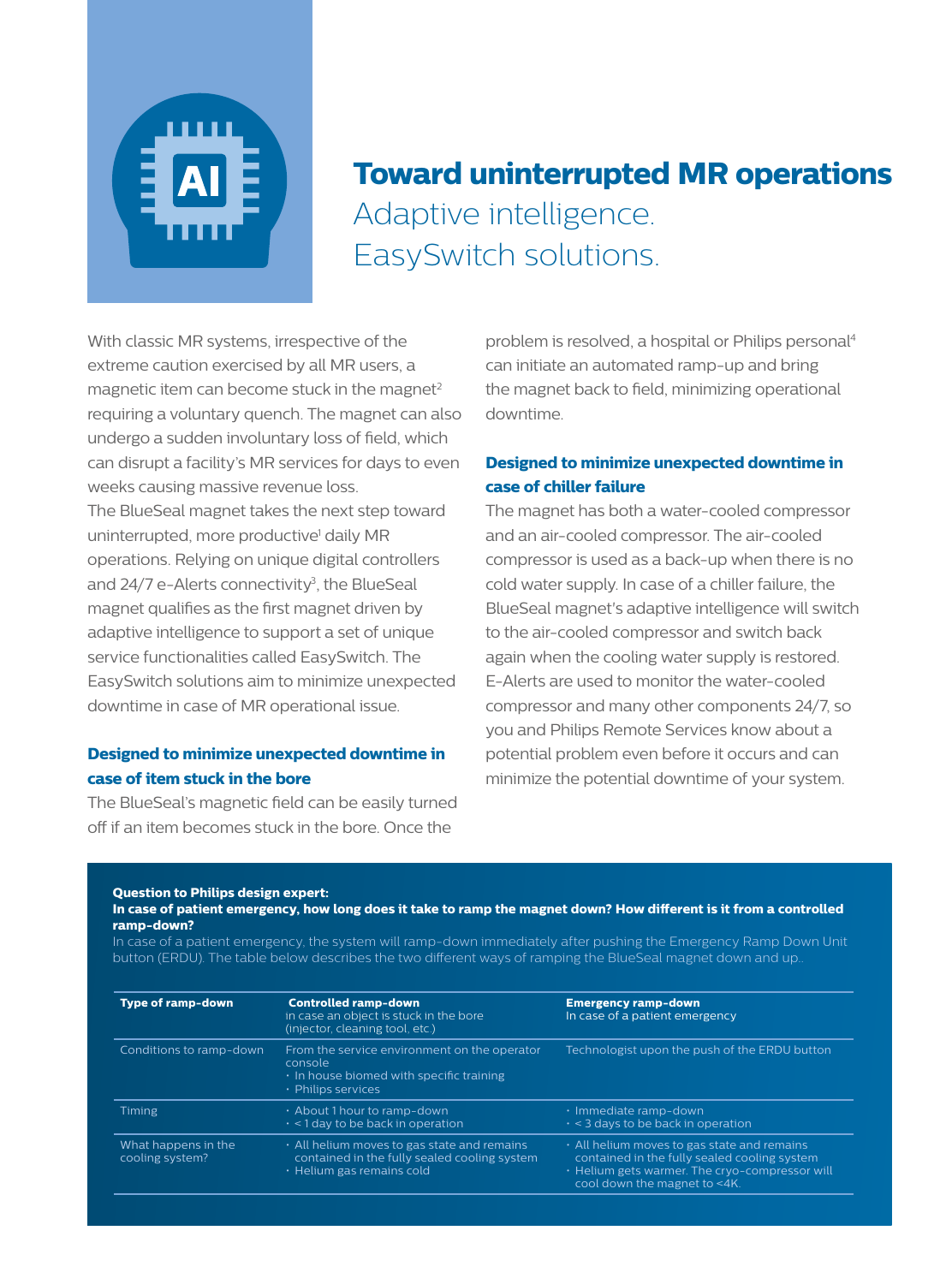# Toward uninterrupted MR operations

## Adaptive intelligence. EasySwitch solutions.

With classic MR systems, irrespective of the extreme caution exercised by all MR users, a magnetic item can become stuck in the magnet[2] requiring a voluntary quench. The magnet can also undergo a sudden involuntary loss of field, which can disrupt a facility's MR services for days to even weeks causing massive revenue loss.

The BlueSeal magnet takes the next step toward uninterrupted, more productive[1] daily MR operations. Relying on unique digital controllers and 24/7 e-Alerts connectivity[3], the BlueSeal magnet qualifies as the first magnet driven by adaptive intelligence to support a set of unique service functionalities called EasySwitch. The EasySwitch solutions aim to minimize unexpected downtime in case of MR operational issue.

### Designed to minimize unexpected downtime in case of item stuck in the bore

The BlueSeal's magnetic field can be easily turned off if an item becomes stuck in the bore. Once the problem is resolved, a hospital or Philips personal[4] can initiate an automated ramp-up and bring the magnet back to field, minimizing operational downtime.

### Designed to minimize unexpected downtime in case of chiller failure

The magnet has both a water-cooled compressor and an air-cooled compressor. The air-cooled compressor is used as a back-up when there is no cold water supply. In case of a chiller failure, the BlueSeal magnet's adaptive intelligence will switch to the air-cooled compressor and switch back again when the cooling water supply is restored. E-Alerts are used to monitor the water-cooled compressor and many other components 24/7, so you and Philips Remote Services know about a potential problem even before it occurs and can minimize the potential downtime of your system.

**Question to Philips design expert:**
**In case of patient emergency, how long does it take to ramp the magnet down? How different is it from a controlled ramp-down?**

In case of a patient emergency, the system will ramp-down immediately after pushing the Emergency Ramp Down Unit button (ERDU). The table below describes the two different ways of ramping the BlueSeal magnet down and up..

| **Type of ramp-down** | **Controlled ramp-down** in case an object is stuck in the bore (injector, cleaning tool, etc.) | **Emergency ramp-down** In case of a patient emergency |
|---|---|---|
| Conditions to ramp-down | From the service environment on the operator console<br>• In house biomed with specific training<br>• Philips services | Technologist upon the push of the ERDU button |
| Timing | • About 1 hour to ramp-down<br>• < 1 day to be back in operation | • Immediate ramp-down<br>• < 3 days to be back in operation |
| What happens in the cooling system? | • All helium moves to gas state and remains contained in the fully sealed cooling system<br>• Helium gas remains cold | • All helium moves to gas state and remains contained in the fully sealed cooling system<br>• Helium gets warmer. The cryo-compressor will cool down the magnet to <4K. |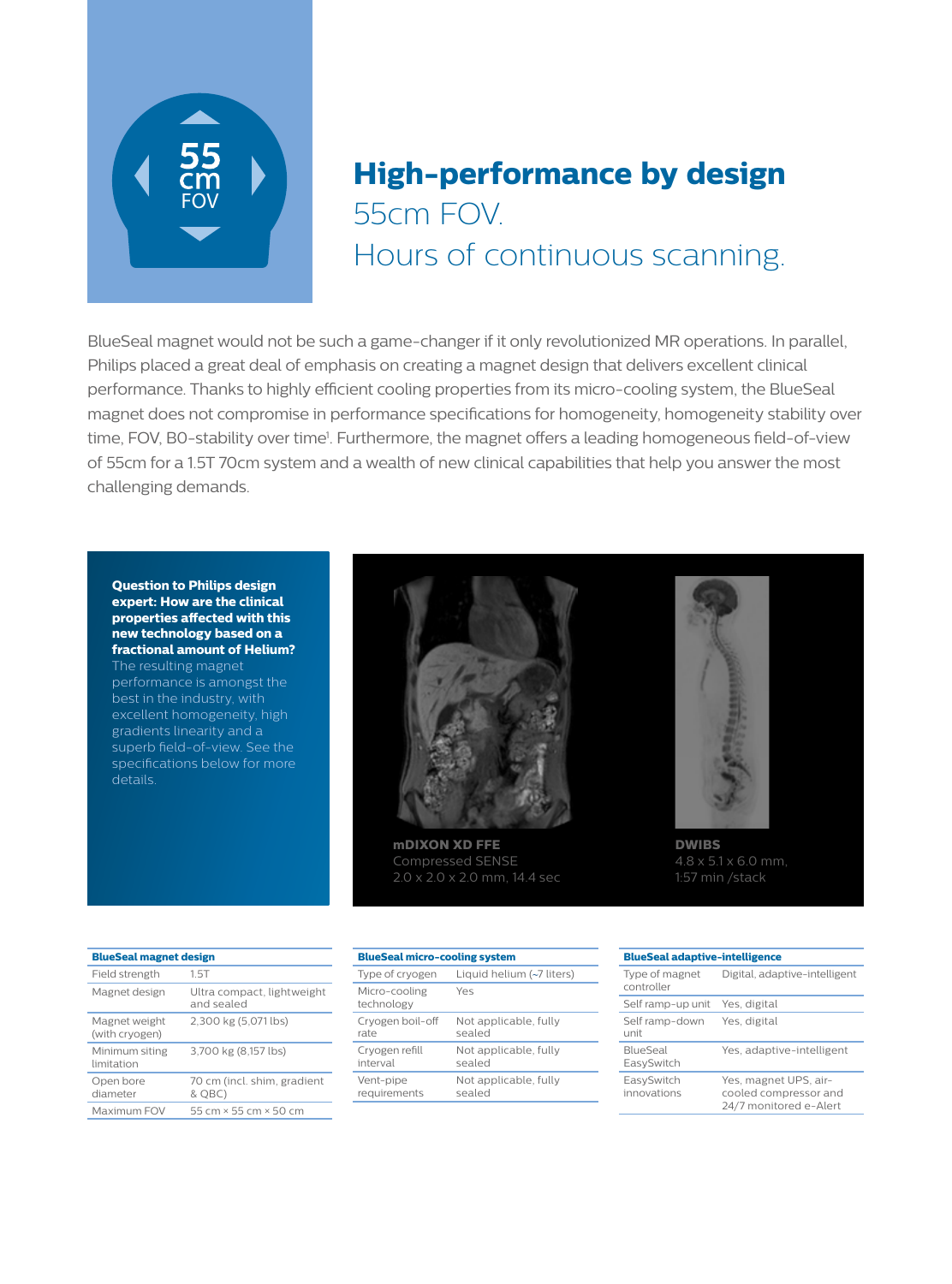55 cm FOV

# High-performance by design

## 55cm FOV.

## Hours of continuous scanning.

BlueSeal magnet would not be such a game-changer if it only revolutionized MR operations. In parallel, Philips placed a great deal of emphasis on creating a magnet design that delivers excellent clinical performance. Thanks to highly efficient cooling properties from its micro-cooling system, the BlueSeal magnet does not compromise in performance specifications for homogeneity, homogeneity stability over time, FOV, B0-stability over time[1]. Furthermore, the magnet offers a leading homogeneous field-of-view of 55cm for a 1.5T 70cm system and a wealth of new clinical capabilities that help you answer the most challenging demands.

**Question to Philips design expert: How are the clinical properties affected with this new technology based on a fractional amount of Helium?** The resulting magnet performance is amongst the best in the industry, with excellent homogeneity, high gradients linearity and a superb field-of-view. See the specifications below for more details.

**mDIXON XD FFE**
Compressed SENSE
2.0 x 2.0 x 2.0 mm, 14.4 sec

**DWIBS**
4.8 x 5.1 x 6.0 mm,
1:57 min /stack

| BlueSeal magnet design | |
|---|---|
| Field strength | 1.5T |
| Magnet design | Ultra compact, lightweight and sealed |
| Magnet weight (with cryogen) | 2,300 kg (5,071 lbs) |
| Minimum siting limitation | 3,700 kg (8,157 lbs) |
| Open bore diameter | 70 cm (incl. shim, gradient & QBC) |
| Maximum FOV | 55 cm × 55 cm × 50 cm |

| BlueSeal micro-cooling system | |
|---|---|
| Type of cryogen | Liquid helium (~7 liters) |
| Micro-cooling technology | Yes |
| Cryogen boil-off rate | Not applicable, fully sealed |
| Cryogen refill interval | Not applicable, fully sealed |
| Vent-pipe requirements | Not applicable, fully sealed |

| BlueSeal adaptive-intelligence | |
|---|---|
| Type of magnet controller | Digital, adaptive-intelligent |
| Self ramp-up unit | Yes, digital |
| Self ramp-down unit | Yes, digital |
| BlueSeal EasySwitch | Yes, adaptive-intelligent |
| EasySwitch innovations | Yes, magnet UPS, air-cooled compressor and 24/7 monitored e-Alert |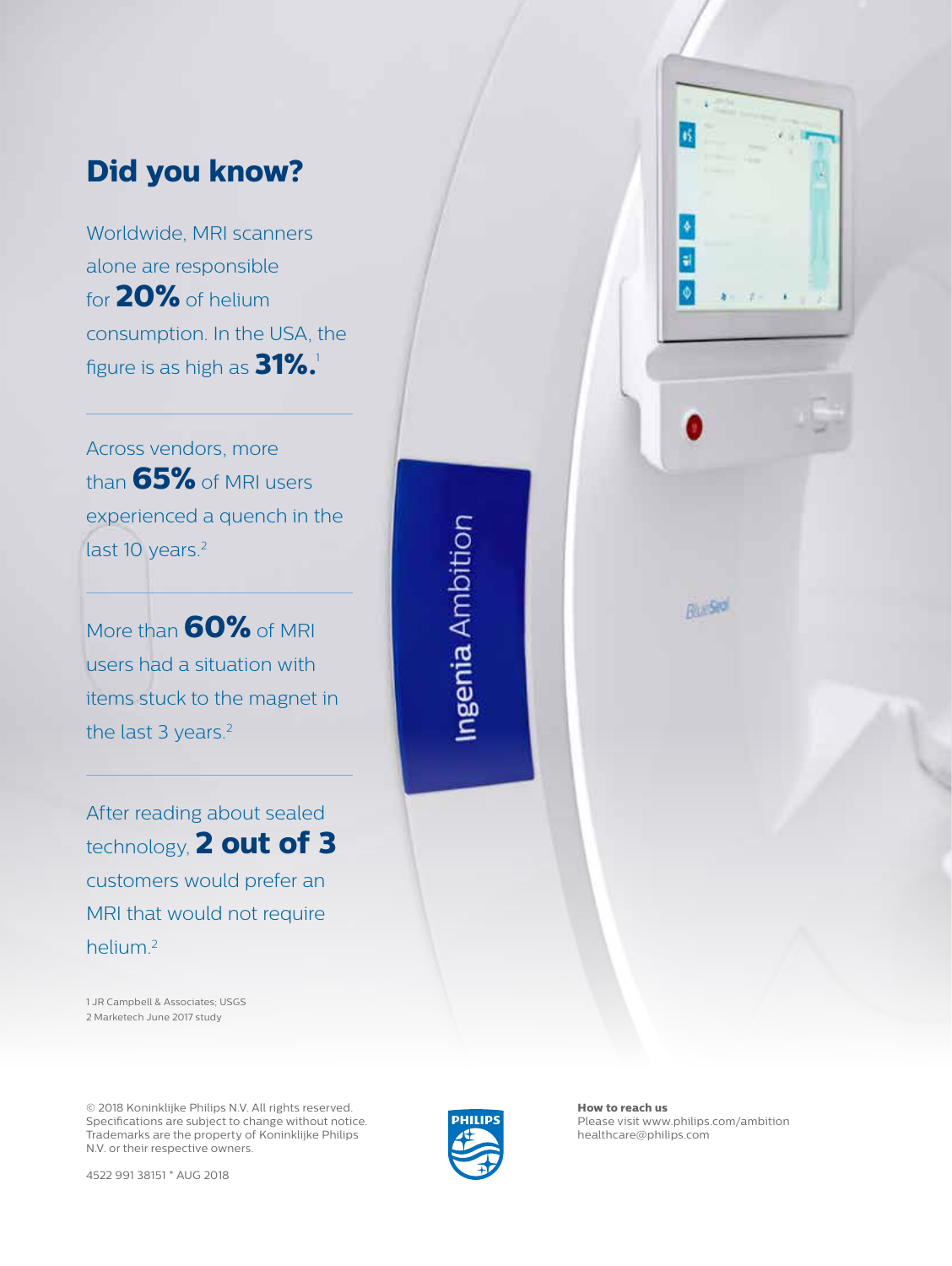## Did you know?

Worldwide, MRI scanners alone are responsible for **20%** of helium consumption. In the USA, the figure is as high as **31%.**[1]

Across vendors, more than **65%** of MRI users experienced a quench in the last 10 years.[2]

More than **60%** of MRI users had a situation with items stuck to the magnet in the last 3 years.[2]

After reading about sealed technology, **2 out of 3** customers would prefer an MRI that would not require helium.[2]

1 JR Campbell & Associates; USGS
2 Marketech June 2017 study

© 2018 Koninklijke Philips N.V. All rights reserved. Specifications are subject to change without notice. Trademarks are the property of Koninklijke Philips N.V. or their respective owners.

4522 991 38151 * AUG 2018

**How to reach us**
Please visit www.philips.com/ambition
healthcare@philips.com